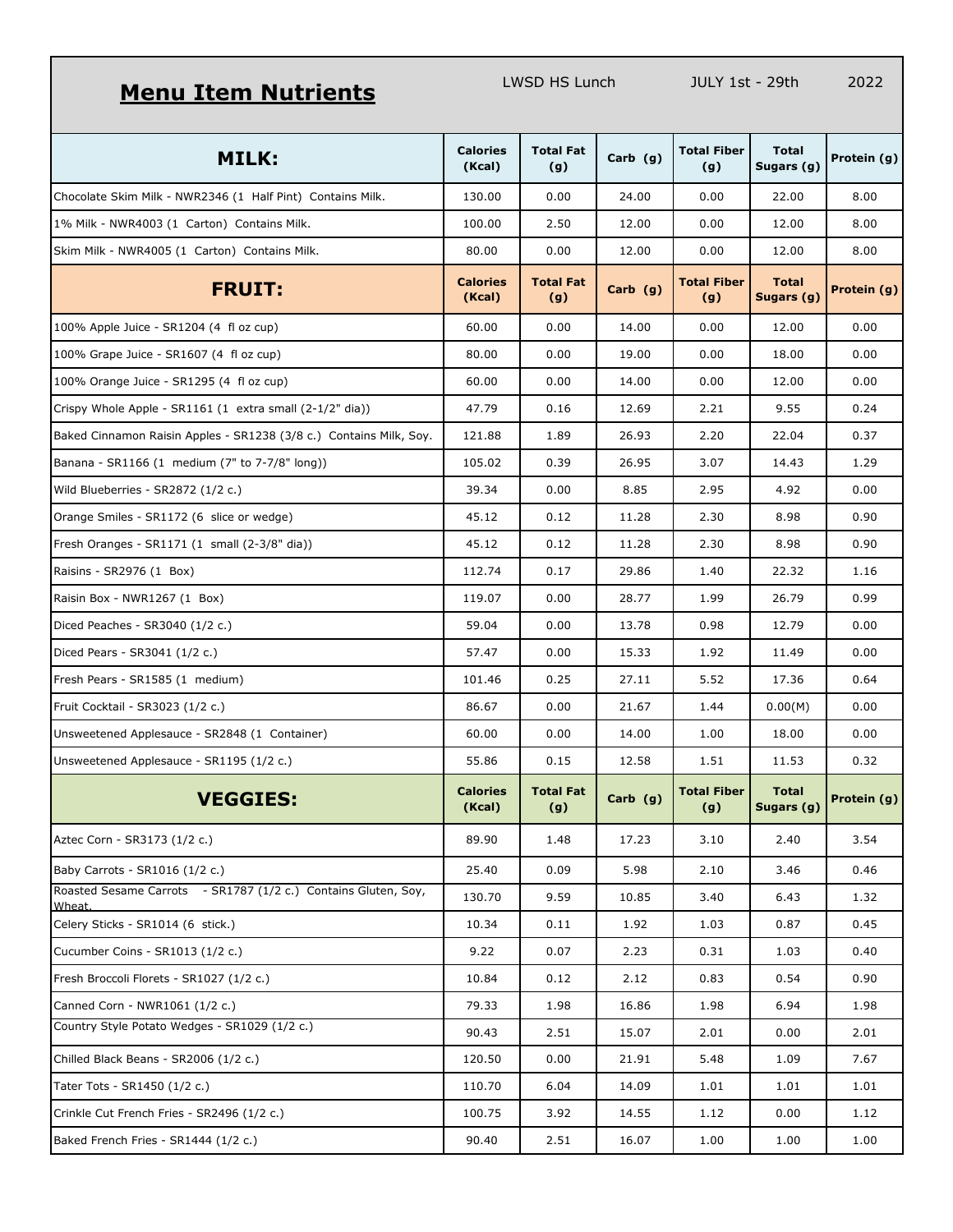# Menu Item Nutrients

LWSD HS Lunch JULY 1st - 29th 2022

| MILK: | Calories (Kcal) | Total Fat (g) | Carb (g) | Total Fiber (g) | Total Sugars (g) | Protein (g) |
|---|---|---|---|---|---|---|
| Chocolate Skim Milk - NWR2346 (1 Half Pint) Contains Milk. | 130.00 | 0.00 | 24.00 | 0.00 | 22.00 | 8.00 |
| 1% Milk - NWR4003 (1 Carton) Contains Milk. | 100.00 | 2.50 | 12.00 | 0.00 | 12.00 | 8.00 |
| Skim Milk - NWR4005 (1 Carton) Contains Milk. | 80.00 | 0.00 | 12.00 | 0.00 | 12.00 | 8.00 |
| **FRUIT:** | **Calories (Kcal)** | **Total Fat (g)** | **Carb (g)** | **Total Fiber (g)** | **Total Sugars (g)** | **Protein (g)** |
| 100% Apple Juice - SR1204 (4 fl oz cup) | 60.00 | 0.00 | 14.00 | 0.00 | 12.00 | 0.00 |
| 100% Grape Juice - SR1607 (4 fl oz cup) | 80.00 | 0.00 | 19.00 | 0.00 | 18.00 | 0.00 |
| 100% Orange Juice - SR1295 (4 fl oz cup) | 60.00 | 0.00 | 14.00 | 0.00 | 12.00 | 0.00 |
| Crispy Whole Apple - SR1161 (1 extra small (2-1/2" dia)) | 47.79 | 0.16 | 12.69 | 2.21 | 9.55 | 0.24 |
| Baked Cinnamon Raisin Apples - SR1238 (3/8 c.) Contains Milk, Soy. | 121.88 | 1.89 | 26.93 | 2.20 | 22.04 | 0.37 |
| Banana - SR1166 (1 medium (7" to 7-7/8" long)) | 105.02 | 0.39 | 26.95 | 3.07 | 14.43 | 1.29 |
| Wild Blueberries - SR2872 (1/2 c.) | 39.34 | 0.00 | 8.85 | 2.95 | 4.92 | 0.00 |
| Orange Smiles - SR1172 (6 slice or wedge) | 45.12 | 0.12 | 11.28 | 2.30 | 8.98 | 0.90 |
| Fresh Oranges - SR1171 (1 small (2-3/8" dia)) | 45.12 | 0.12 | 11.28 | 2.30 | 8.98 | 0.90 |
| Raisins - SR2976 (1 Box) | 112.74 | 0.17 | 29.86 | 1.40 | 22.32 | 1.16 |
| Raisin Box - NWR1267 (1 Box) | 119.07 | 0.00 | 28.77 | 1.99 | 26.79 | 0.99 |
| Diced Peaches - SR3040 (1/2 c.) | 59.04 | 0.00 | 13.78 | 0.98 | 12.79 | 0.00 |
| Diced Pears - SR3041 (1/2 c.) | 57.47 | 0.00 | 15.33 | 1.92 | 11.49 | 0.00 |
| Fresh Pears - SR1585 (1 medium) | 101.46 | 0.25 | 27.11 | 5.52 | 17.36 | 0.64 |
| Fruit Cocktail - SR3023 (1/2 c.) | 86.67 | 0.00 | 21.67 | 1.44 | 0.00(M) | 0.00 |
| Unsweetened Applesauce - SR2848 (1 Container) | 60.00 | 0.00 | 14.00 | 1.00 | 18.00 | 0.00 |
| Unsweetened Applesauce - SR1195 (1/2 c.) | 55.86 | 0.15 | 12.58 | 1.51 | 11.53 | 0.32 |
| **VEGGIES:** | **Calories (Kcal)** | **Total Fat (g)** | **Carb (g)** | **Total Fiber (g)** | **Total Sugars (g)** | **Protein (g)** |
| Aztec Corn - SR3173 (1/2 c.) | 89.90 | 1.48 | 17.23 | 3.10 | 2.40 | 3.54 |
| Baby Carrots - SR1016 (1/2 c.) | 25.40 | 0.09 | 5.98 | 2.10 | 3.46 | 0.46 |
| Roasted Sesame Carrots - SR1787 (1/2 c.) Contains Gluten, Soy, Wheat. | 130.70 | 9.59 | 10.85 | 3.40 | 6.43 | 1.32 |
| Celery Sticks - SR1014 (6 stick.) | 10.34 | 0.11 | 1.92 | 1.03 | 0.87 | 0.45 |
| Cucumber Coins - SR1013 (1/2 c.) | 9.22 | 0.07 | 2.23 | 0.31 | 1.03 | 0.40 |
| Fresh Broccoli Florets - SR1027 (1/2 c.) | 10.84 | 0.12 | 2.12 | 0.83 | 0.54 | 0.90 |
| Canned Corn - NWR1061 (1/2 c.) | 79.33 | 1.98 | 16.86 | 1.98 | 6.94 | 1.98 |
| Country Style Potato Wedges - SR1029 (1/2 c.) | 90.43 | 2.51 | 15.07 | 2.01 | 0.00 | 2.01 |
| Chilled Black Beans - SR2006 (1/2 c.) | 120.50 | 0.00 | 21.91 | 5.48 | 1.09 | 7.67 |
| Tater Tots - SR1450 (1/2 c.) | 110.70 | 6.04 | 14.09 | 1.01 | 1.01 | 1.01 |
| Crinkle Cut French Fries - SR2496 (1/2 c.) | 100.75 | 3.92 | 14.55 | 1.12 | 0.00 | 1.12 |
| Baked French Fries - SR1444 (1/2 c.) | 90.40 | 2.51 | 16.07 | 1.00 | 1.00 | 1.00 |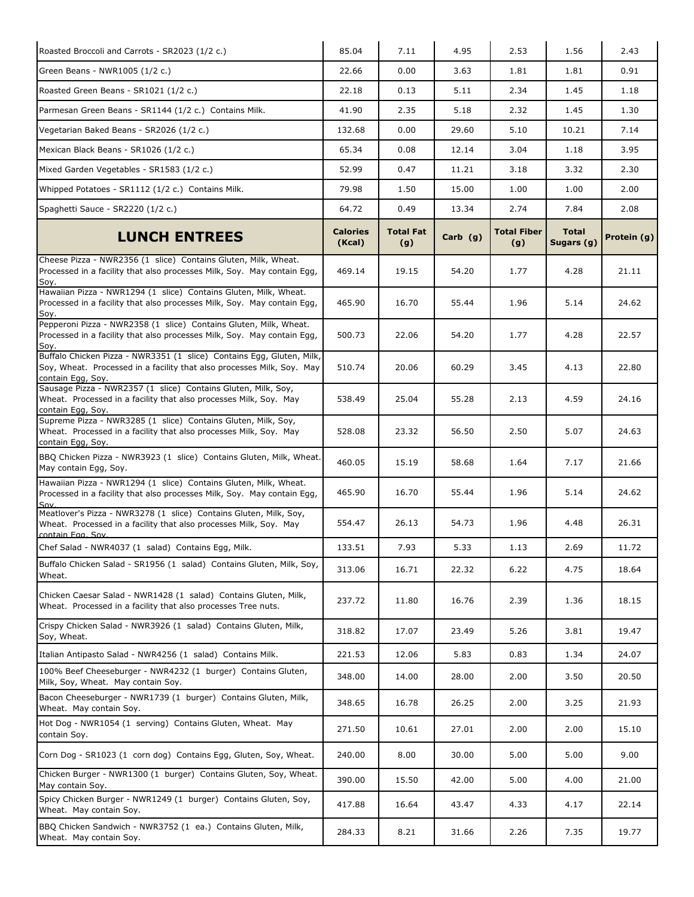| | | | | | | |
|---|---|---|---|---|---|---|
| Roasted Broccoli and Carrots - SR2023 (1/2 c.) | 85.04 | 7.11 | 4.95 | 2.53 | 1.56 | 2.43 |
| Green Beans - NWR1005 (1/2 c.) | 22.66 | 0.00 | 3.63 | 1.81 | 1.81 | 0.91 |
| Roasted Green Beans - SR1021 (1/2 c.) | 22.18 | 0.13 | 5.11 | 2.34 | 1.45 | 1.18 |
| Parmesan Green Beans - SR1144 (1/2 c.) Contains Milk. | 41.90 | 2.35 | 5.18 | 2.32 | 1.45 | 1.30 |
| Vegetarian Baked Beans - SR2026 (1/2 c.) | 132.68 | 0.00 | 29.60 | 5.10 | 10.21 | 7.14 |
| Mexican Black Beans - SR1026 (1/2 c.) | 65.34 | 0.08 | 12.14 | 3.04 | 1.18 | 3.95 |
| Mixed Garden Vegetables - SR1583 (1/2 c.) | 52.99 | 0.47 | 11.21 | 3.18 | 3.32 | 2.30 |
| Whipped Potatoes - SR1112 (1/2 c.) Contains Milk. | 79.98 | 1.50 | 15.00 | 1.00 | 1.00 | 2.00 |
| Spaghetti Sauce - SR2220 (1/2 c.) | 64.72 | 0.49 | 13.34 | 2.74 | 7.84 | 2.08 |

| **LUNCH ENTREES** | **Calories (Kcal)** | **Total Fat (g)** | **Carb (g)** | **Total Fiber (g)** | **Total Sugars (g)** | **Protein (g)** |
|---|---|---|---|---|---|---|
| Cheese Pizza - NWR2356 (1 slice) Contains Gluten, Milk, Wheat. Processed in a facility that also processes Milk, Soy. May contain Egg, Soy. | 469.14 | 19.15 | 54.20 | 1.77 | 4.28 | 21.11 |
| Hawaiian Pizza - NWR1294 (1 slice) Contains Gluten, Milk, Wheat. Processed in a facility that also processes Milk, Soy. May contain Egg, Soy. | 465.90 | 16.70 | 55.44 | 1.96 | 5.14 | 24.62 |
| Pepperoni Pizza - NWR2358 (1 slice) Contains Gluten, Milk, Wheat. Processed in a facility that also processes Milk, Soy. May contain Egg, Soy. | 500.73 | 22.06 | 54.20 | 1.77 | 4.28 | 22.57 |
| Buffalo Chicken Pizza - NWR3351 (1 slice) Contains Egg, Gluten, Milk, Soy, Wheat. Processed in a facility that also processes Milk, Soy. May contain Egg, Soy. | 510.74 | 20.06 | 60.29 | 3.45 | 4.13 | 22.80 |
| Sausage Pizza - NWR2357 (1 slice) Contains Gluten, Milk, Soy, Wheat. Processed in a facility that also processes Milk, Soy. May contain Egg, Soy. | 538.49 | 25.04 | 55.28 | 2.13 | 4.59 | 24.16 |
| Supreme Pizza - NWR3285 (1 slice) Contains Gluten, Milk, Soy, Wheat. Processed in a facility that also processes Milk, Soy. May contain Egg, Soy. | 528.08 | 23.32 | 56.50 | 2.50 | 5.07 | 24.63 |
| BBQ Chicken Pizza - NWR3923 (1 slice) Contains Gluten, Milk, Wheat. May contain Egg, Soy. | 460.05 | 15.19 | 58.68 | 1.64 | 7.17 | 21.66 |
| Hawaiian Pizza - NWR1294 (1 slice) Contains Gluten, Milk, Wheat. Processed in a facility that also processes Milk, Soy. May contain Egg, Soy. | 465.90 | 16.70 | 55.44 | 1.96 | 5.14 | 24.62 |
| Meatlover's Pizza - NWR3278 (1 slice) Contains Gluten, Milk, Soy, Wheat. Processed in a facility that also processes Milk, Soy. May contain Egg, Soy. | 554.47 | 26.13 | 54.73 | 1.96 | 4.48 | 26.31 |
| Chef Salad - NWR4037 (1 salad) Contains Egg, Milk. | 133.51 | 7.93 | 5.33 | 1.13 | 2.69 | 11.72 |
| Buffalo Chicken Salad - SR1956 (1 salad) Contains Gluten, Milk, Soy, Wheat. | 313.06 | 16.71 | 22.32 | 6.22 | 4.75 | 18.64 |
| Chicken Caesar Salad - NWR1428 (1 salad) Contains Gluten, Milk, Wheat. Processed in a facility that also processes Tree nuts. | 237.72 | 11.80 | 16.76 | 2.39 | 1.36 | 18.15 |
| Crispy Chicken Salad - NWR3926 (1 salad) Contains Gluten, Milk, Soy, Wheat. | 318.82 | 17.07 | 23.49 | 5.26 | 3.81 | 19.47 |
| Italian Antipasto Salad - NWR4256 (1 salad) Contains Milk. | 221.53 | 12.06 | 5.83 | 0.83 | 1.34 | 24.07 |
| 100% Beef Cheeseburger - NWR4232 (1 burger) Contains Gluten, Milk, Soy, Wheat. May contain Soy. | 348.00 | 14.00 | 28.00 | 2.00 | 3.50 | 20.50 |
| Bacon Cheeseburger - NWR1739 (1 burger) Contains Gluten, Milk, Wheat. May contain Soy. | 348.65 | 16.78 | 26.25 | 2.00 | 3.25 | 21.93 |
| Hot Dog - NWR1054 (1 serving) Contains Gluten, Wheat. May contain Soy. | 271.50 | 10.61 | 27.01 | 2.00 | 2.00 | 15.10 |
| Corn Dog - SR1023 (1 corn dog) Contains Egg, Gluten, Soy, Wheat. | 240.00 | 8.00 | 30.00 | 5.00 | 5.00 | 9.00 |
| Chicken Burger - NWR1300 (1 burger) Contains Gluten, Soy, Wheat. May contain Soy. | 390.00 | 15.50 | 42.00 | 5.00 | 4.00 | 21.00 |
| Spicy Chicken Burger - NWR1249 (1 burger) Contains Gluten, Soy, Wheat. May contain Soy. | 417.88 | 16.64 | 43.47 | 4.33 | 4.17 | 22.14 |
| BBQ Chicken Sandwich - NWR3752 (1 ea.) Contains Gluten, Milk, Wheat. May contain Soy. | 284.33 | 8.21 | 31.66 | 2.26 | 7.35 | 19.77 |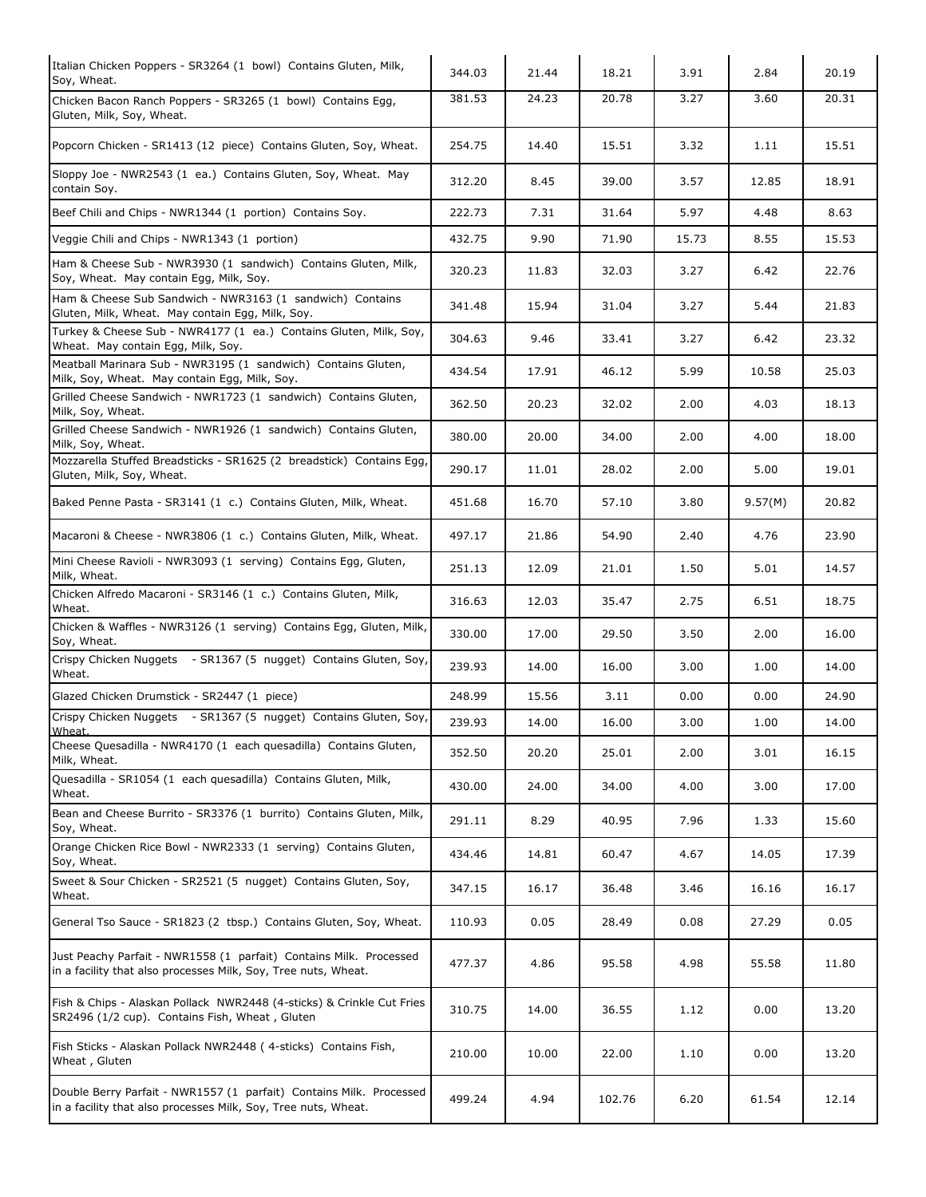| | | | | | | |
|---|---|---|---|---|---|---|
| Italian Chicken Poppers - SR3264 (1 bowl) Contains Gluten, Milk, Soy, Wheat. | 344.03 | 21.44 | 18.21 | 3.91 | 2.84 | 20.19 |
| Chicken Bacon Ranch Poppers - SR3265 (1 bowl) Contains Egg, Gluten, Milk, Soy, Wheat. | 381.53 | 24.23 | 20.78 | 3.27 | 3.60 | 20.31 |
| Popcorn Chicken - SR1413 (12 piece) Contains Gluten, Soy, Wheat. | 254.75 | 14.40 | 15.51 | 3.32 | 1.11 | 15.51 |
| Sloppy Joe - NWR2543 (1 ea.) Contains Gluten, Soy, Wheat. May contain Soy. | 312.20 | 8.45 | 39.00 | 3.57 | 12.85 | 18.91 |
| Beef Chili and Chips - NWR1344 (1 portion) Contains Soy. | 222.73 | 7.31 | 31.64 | 5.97 | 4.48 | 8.63 |
| Veggie Chili and Chips - NWR1343 (1 portion) | 432.75 | 9.90 | 71.90 | 15.73 | 8.55 | 15.53 |
| Ham & Cheese Sub - NWR3930 (1 sandwich) Contains Gluten, Milk, Soy, Wheat. May contain Egg, Milk, Soy. | 320.23 | 11.83 | 32.03 | 3.27 | 6.42 | 22.76 |
| Ham & Cheese Sub Sandwich - NWR3163 (1 sandwich) Contains Gluten, Milk, Wheat. May contain Egg, Milk, Soy. | 341.48 | 15.94 | 31.04 | 3.27 | 5.44 | 21.83 |
| Turkey & Cheese Sub - NWR4177 (1 ea.) Contains Gluten, Milk, Soy, Wheat. May contain Egg, Milk, Soy. | 304.63 | 9.46 | 33.41 | 3.27 | 6.42 | 23.32 |
| Meatball Marinara Sub - NWR3195 (1 sandwich) Contains Gluten, Milk, Soy, Wheat. May contain Egg, Milk, Soy. | 434.54 | 17.91 | 46.12 | 5.99 | 10.58 | 25.03 |
| Grilled Cheese Sandwich - NWR1723 (1 sandwich) Contains Gluten, Milk, Soy, Wheat. | 362.50 | 20.23 | 32.02 | 2.00 | 4.03 | 18.13 |
| Grilled Cheese Sandwich - NWR1926 (1 sandwich) Contains Gluten, Milk, Soy, Wheat. | 380.00 | 20.00 | 34.00 | 2.00 | 4.00 | 18.00 |
| Mozzarella Stuffed Breadsticks - SR1625 (2 breadstick) Contains Egg, Gluten, Milk, Soy, Wheat. | 290.17 | 11.01 | 28.02 | 2.00 | 5.00 | 19.01 |
| Baked Penne Pasta - SR3141 (1 c.) Contains Gluten, Milk, Wheat. | 451.68 | 16.70 | 57.10 | 3.80 | 9.57(M) | 20.82 |
| Macaroni & Cheese - NWR3806 (1 c.) Contains Gluten, Milk, Wheat. | 497.17 | 21.86 | 54.90 | 2.40 | 4.76 | 23.90 |
| Mini Cheese Ravioli - NWR3093 (1 serving) Contains Egg, Gluten, Milk, Wheat. | 251.13 | 12.09 | 21.01 | 1.50 | 5.01 | 14.57 |
| Chicken Alfredo Macaroni - SR3146 (1 c.) Contains Gluten, Milk, Wheat. | 316.63 | 12.03 | 35.47 | 2.75 | 6.51 | 18.75 |
| Chicken & Waffles - NWR3126 (1 serving) Contains Egg, Gluten, Milk, Soy, Wheat. | 330.00 | 17.00 | 29.50 | 3.50 | 2.00 | 16.00 |
| Crispy Chicken Nuggets - SR1367 (5 nugget) Contains Gluten, Soy, Wheat. | 239.93 | 14.00 | 16.00 | 3.00 | 1.00 | 14.00 |
| Glazed Chicken Drumstick - SR2447 (1 piece) | 248.99 | 15.56 | 3.11 | 0.00 | 0.00 | 24.90 |
| Crispy Chicken Nuggets - SR1367 (5 nugget) Contains Gluten, Soy, Wheat. | 239.93 | 14.00 | 16.00 | 3.00 | 1.00 | 14.00 |
| Cheese Quesadilla - NWR4170 (1 each quesadilla) Contains Gluten, Milk, Wheat. | 352.50 | 20.20 | 25.01 | 2.00 | 3.01 | 16.15 |
| Quesadilla - SR1054 (1 each quesadilla) Contains Gluten, Milk, Wheat. | 430.00 | 24.00 | 34.00 | 4.00 | 3.00 | 17.00 |
| Bean and Cheese Burrito - SR3376 (1 burrito) Contains Gluten, Milk, Soy, Wheat. | 291.11 | 8.29 | 40.95 | 7.96 | 1.33 | 15.60 |
| Orange Chicken Rice Bowl - NWR2333 (1 serving) Contains Gluten, Soy, Wheat. | 434.46 | 14.81 | 60.47 | 4.67 | 14.05 | 17.39 |
| Sweet & Sour Chicken - SR2521 (5 nugget) Contains Gluten, Soy, Wheat. | 347.15 | 16.17 | 36.48 | 3.46 | 16.16 | 16.17 |
| General Tso Sauce - SR1823 (2 tbsp.) Contains Gluten, Soy, Wheat. | 110.93 | 0.05 | 28.49 | 0.08 | 27.29 | 0.05 |
| Just Peachy Parfait - NWR1558 (1 parfait) Contains Milk. Processed in a facility that also processes Milk, Soy, Tree nuts, Wheat. | 477.37 | 4.86 | 95.58 | 4.98 | 55.58 | 11.80 |
| Fish & Chips - Alaskan Pollack NWR2448 (4-sticks) & Crinkle Cut Fries SR2496 (1/2 cup). Contains Fish, Wheat , Gluten | 310.75 | 14.00 | 36.55 | 1.12 | 0.00 | 13.20 |
| Fish Sticks - Alaskan Pollack NWR2448 ( 4-sticks) Contains Fish, Wheat , Gluten | 210.00 | 10.00 | 22.00 | 1.10 | 0.00 | 13.20 |
| Double Berry Parfait - NWR1557 (1 parfait) Contains Milk. Processed in a facility that also processes Milk, Soy, Tree nuts, Wheat. | 499.24 | 4.94 | 102.76 | 6.20 | 61.54 | 12.14 |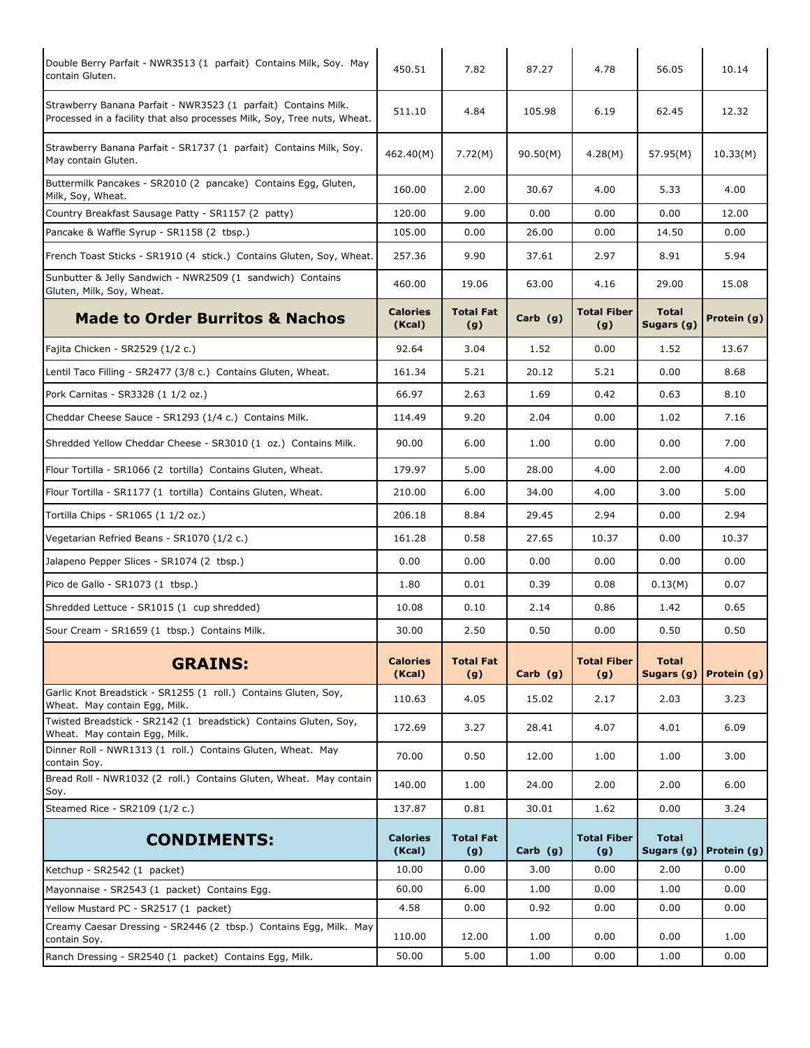| | | | | | | |
|---|---|---|---|---|---|---|
| Double Berry Parfait - NWR3513 (1 parfait) Contains Milk, Soy. May contain Gluten. | 450.51 | 7.82 | 87.27 | 4.78 | 56.05 | 10.14 |
| Strawberry Banana Parfait - NWR3523 (1 parfait) Contains Milk. Processed in a facility that also processes Milk, Soy, Tree nuts, Wheat. | 511.10 | 4.84 | 105.98 | 6.19 | 62.45 | 12.32 |
| Strawberry Banana Parfait - SR1737 (1 parfait) Contains Milk, Soy. May contain Gluten. | 462.40(M) | 7.72(M) | 90.50(M) | 4.28(M) | 57.95(M) | 10.33(M) |
| Buttermilk Pancakes - SR2010 (2 pancake) Contains Egg, Gluten, Milk, Soy, Wheat. | 160.00 | 2.00 | 30.67 | 4.00 | 5.33 | 4.00 |
| Country Breakfast Sausage Patty - SR1157 (2 patty) | 120.00 | 9.00 | 0.00 | 0.00 | 0.00 | 12.00 |
| Pancake & Waffle Syrup - SR1158 (2 tbsp.) | 105.00 | 0.00 | 26.00 | 0.00 | 14.50 | 0.00 |
| French Toast Sticks - SR1910 (4 stick.) Contains Gluten, Soy, Wheat. | 257.36 | 9.90 | 37.61 | 2.97 | 8.91 | 5.94 |
| Sunbutter & Jelly Sandwich - NWR2509 (1 sandwich) Contains Gluten, Milk, Soy, Wheat. | 460.00 | 19.06 | 63.00 | 4.16 | 29.00 | 15.08 |
| **Made to Order Burritos & Nachos** | **Calories (Kcal)** | **Total Fat (g)** | **Carb (g)** | **Total Fiber (g)** | **Total Sugars (g)** | **Protein (g)** |
| Fajita Chicken - SR2529 (1/2 c.) | 92.64 | 3.04 | 1.52 | 0.00 | 1.52 | 13.67 |
| Lentil Taco Filling - SR2477 (3/8 c.) Contains Gluten, Wheat. | 161.34 | 5.21 | 20.12 | 5.21 | 0.00 | 8.68 |
| Pork Carnitas - SR3328 (1 1/2 oz.) | 66.97 | 2.63 | 1.69 | 0.42 | 0.63 | 8.10 |
| Cheddar Cheese Sauce - SR1293 (1/4 c.) Contains Milk. | 114.49 | 9.20 | 2.04 | 0.00 | 1.02 | 7.16 |
| Shredded Yellow Cheddar Cheese - SR3010 (1 oz.) Contains Milk. | 90.00 | 6.00 | 1.00 | 0.00 | 0.00 | 7.00 |
| Flour Tortilla - SR1066 (2 tortilla) Contains Gluten, Wheat. | 179.97 | 5.00 | 28.00 | 4.00 | 2.00 | 4.00 |
| Flour Tortilla - SR1177 (1 tortilla) Contains Gluten, Wheat. | 210.00 | 6.00 | 34.00 | 4.00 | 3.00 | 5.00 |
| Tortilla Chips - SR1065 (1 1/2 oz.) | 206.18 | 8.84 | 29.45 | 2.94 | 0.00 | 2.94 |
| Vegetarian Refried Beans - SR1070 (1/2 c.) | 161.28 | 0.58 | 27.65 | 10.37 | 0.00 | 10.37 |
| Jalapeno Pepper Slices - SR1074 (2 tbsp.) | 0.00 | 0.00 | 0.00 | 0.00 | 0.00 | 0.00 |
| Pico de Gallo - SR1073 (1 tbsp.) | 1.80 | 0.01 | 0.39 | 0.08 | 0.13(M) | 0.07 |
| Shredded Lettuce - SR1015 (1 cup shredded) | 10.08 | 0.10 | 2.14 | 0.86 | 1.42 | 0.65 |
| Sour Cream - SR1659 (1 tbsp.) Contains Milk. | 30.00 | 2.50 | 0.50 | 0.00 | 0.50 | 0.50 |
| **GRAINS:** | **Calories (Kcal)** | **Total Fat (g)** | **Carb (g)** | **Total Fiber (g)** | **Total Sugars (g)** | **Protein (g)** |
| Garlic Knot Breadstick - SR1255 (1 roll.) Contains Gluten, Soy, Wheat. May contain Egg, Milk. | 110.63 | 4.05 | 15.02 | 2.17 | 2.03 | 3.23 |
| Twisted Breadstick - SR2142 (1 breadstick) Contains Gluten, Soy, Wheat. May contain Egg, Milk. | 172.69 | 3.27 | 28.41 | 4.07 | 4.01 | 6.09 |
| Dinner Roll - NWR1313 (1 roll.) Contains Gluten, Wheat. May contain Soy. | 70.00 | 0.50 | 12.00 | 1.00 | 1.00 | 3.00 |
| Bread Roll - NWR1032 (2 roll.) Contains Gluten, Wheat. May contain Soy. | 140.00 | 1.00 | 24.00 | 2.00 | 2.00 | 6.00 |
| Steamed Rice - SR2109 (1/2 c.) | 137.87 | 0.81 | 30.01 | 1.62 | 0.00 | 3.24 |
| **CONDIMENTS:** | **Calories (Kcal)** | **Total Fat (g)** | **Carb (g)** | **Total Fiber (g)** | **Total Sugars (g)** | **Protein (g)** |
| Ketchup - SR2542 (1 packet) | 10.00 | 0.00 | 3.00 | 0.00 | 2.00 | 0.00 |
| Mayonnaise - SR2543 (1 packet) Contains Egg. | 60.00 | 6.00 | 1.00 | 0.00 | 1.00 | 0.00 |
| Yellow Mustard PC - SR2517 (1 packet) | 4.58 | 0.00 | 0.92 | 0.00 | 0.00 | 0.00 |
| Creamy Caesar Dressing - SR2446 (2 tbsp.) Contains Egg, Milk. May contain Soy. | 110.00 | 12.00 | 1.00 | 0.00 | 0.00 | 1.00 |
| Ranch Dressing - SR2540 (1 packet) Contains Egg, Milk. | 50.00 | 5.00 | 1.00 | 0.00 | 1.00 | 0.00 |